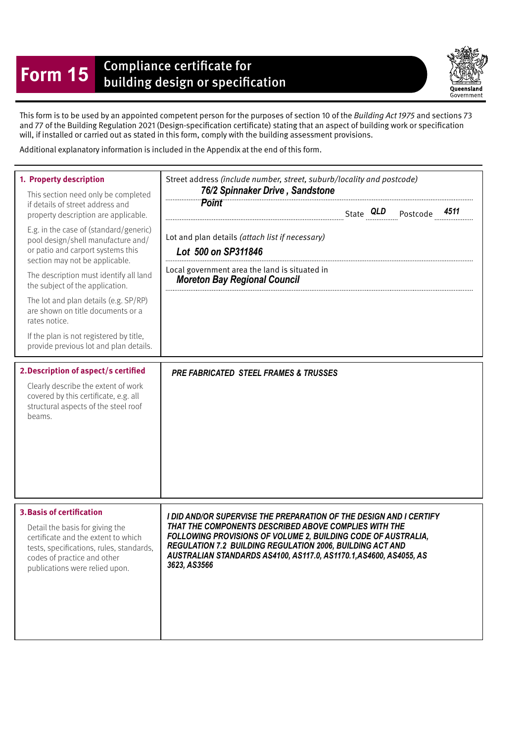# Form 15 Compliance certificate for building design or specification

Queensland Government

This form is to be used by an appointed competent person for the purposes of section 10 of the *Building Act 1975* and sections 73 and 77 of the Building Regulation 2021 (Design-specification certificate) stating that an aspect of building work or specification will, if installed or carried out as stated in this form, comply with the building assessment provisions.

Additional explanatory information is included in the Appendix at the end of this form.

## 1. Property description

This section need only be completed if details of street address and property description are applicable.

E.g. in the case of (standard/generic) pool design/shell manufacture and/ or patio and carport systems this section may not be applicable.

The description must identify all land the subject of the application.

The lot and plan details (e.g. SP/RP) are shown on title documents or a rates notice.

If the plan is not registered by title, provide previous lot and plan details.

Street address *(include number, street, suburb/locality and postcode)*

***76/2 Spinnaker Drive , Sandstone Point***

State ***QLD*** Postcode ***4511***

Lot and plan details *(attach list if necessary)*

***Lot 500 on SP311846***

Local government area the land is situated in

***Moreton Bay Regional Council***

## 2. Description of aspect/s certified

Clearly describe the extent of work covered by this certificate, e.g. all structural aspects of the steel roof beams.

***PRE FABRICATED STEEL FRAMES & TRUSSES***

## 3. Basis of certification

Detail the basis for giving the certificate and the extent to which tests, specifications, rules, standards, codes of practice and other publications were relied upon.

***I DID AND/OR SUPERVISE THE PREPARATION OF THE DESIGN AND I CERTIFY THAT THE COMPONENTS DESCRIBED ABOVE COMPLIES WITH THE FOLLOWING PROVISIONS OF VOLUME 2, BUILDING CODE OF AUSTRALIA, REGULATION 7.2 BUILDING REGULATION 2006, BUILDING ACT AND AUSTRALIAN STANDARDS AS4100, AS117.0, AS1170.1,AS4600, AS4055, AS 3623, AS3566***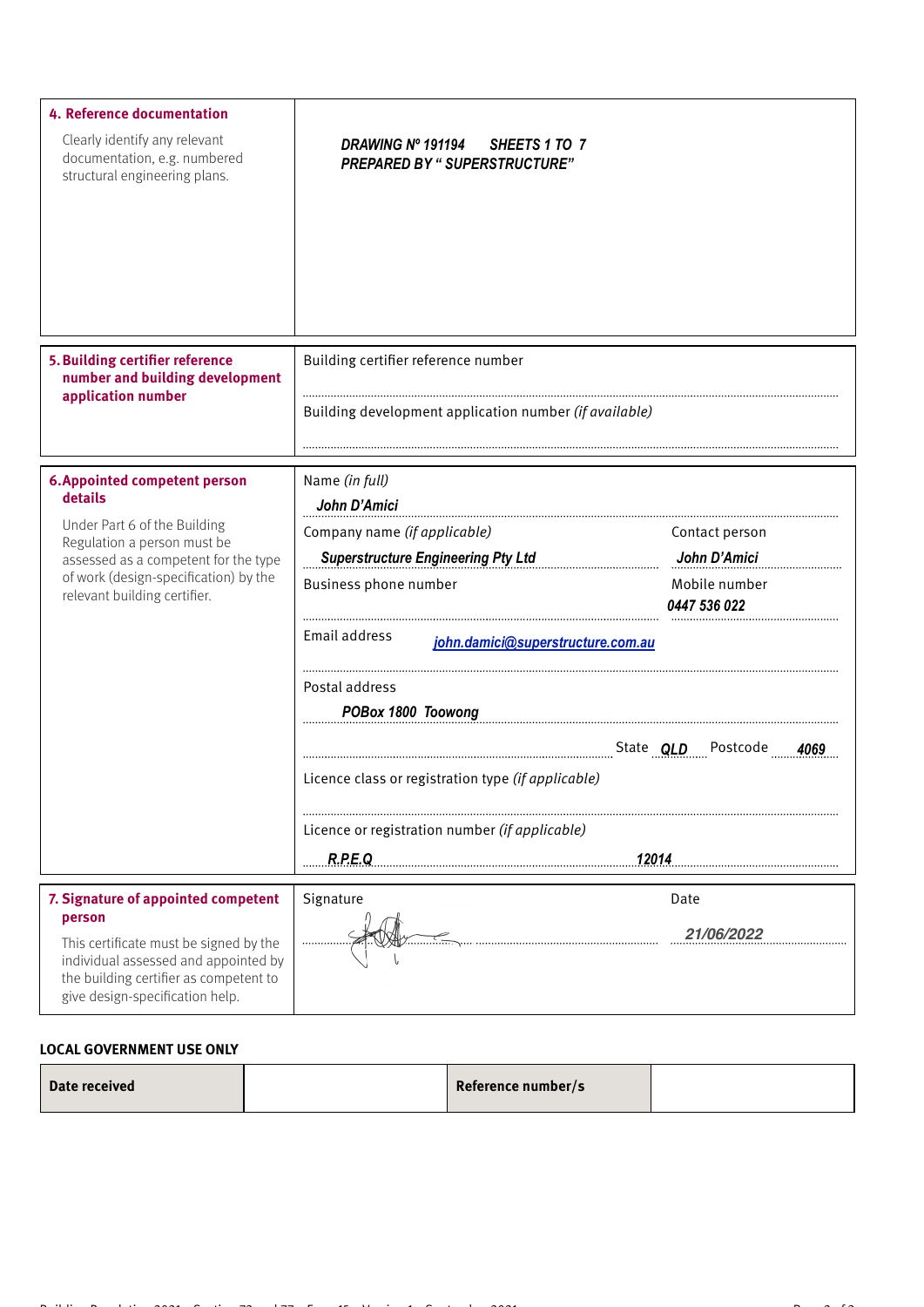| | |
|---|---|
| **4. Reference documentation**<br>Clearly identify any relevant documentation, e.g. numbered structural engineering plans. | *DRAWING Nº 191194 SHEETS 1 TO 7*<br>*PREPARED BY " SUPERSTRUCTURE"* |

| | |
|---|---|
| **5. Building certifier reference number and building development application number** | Building certifier reference number<br><br>Building development application number *(if available)* |

| | | |
|---|---|---|
| **6. Appointed competent person details**<br>Under Part 6 of the Building Regulation a person must be assessed as a competent for the type of work (design-specification) by the relevant building certifier. | Name *(in full)*<br>***John D'Amici*** | |
| | Company name *(if applicable)*<br>***Superstructure Engineering Pty Ltd*** | Contact person<br>***John D'Amici*** |
| | Business phone number | Mobile number<br>***0447 536 022*** |
| | Email address ***john.damici@superstructure.com.au*** | |
| | Postal address<br>***POBox 1800 Toowong*** | |
| | State ***QLD*** Postcode ***4069*** | |
| | Licence class or registration type *(if applicable)* | |
| | Licence or registration number *(if applicable)*<br>***R.P.E.Q*** ***12014*** | |

| | | |
|---|---|---|
| **7. Signature of appointed competent person**<br>This certificate must be signed by the individual assessed and appointed by the building certifier as competent to give design-specification help. | Signature<br>[signature] | Date<br>***21/06/2022*** |

**LOCAL GOVERNMENT USE ONLY**

| **Date received** | | **Reference number/s** | |
|---|---|---|---|